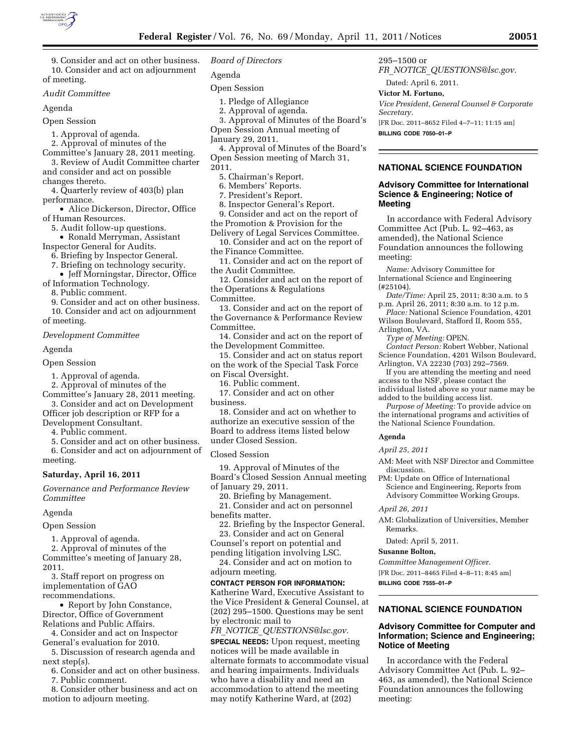9. Consider and act on other business.
10. Consider and act on adjournment of meeting.

*Audit Committee*

Agenda

Open Session

1. Approval of agenda.
2. Approval of minutes of the Committee's January 28, 2011 meeting.
3. Review of Audit Committee charter and consider and act on possible changes thereto.
4. Quarterly review of 403(b) plan performance.
   - Alice Dickerson, Director, Office of Human Resources.
5. Audit follow-up questions.
   - Ronald Merryman, Assistant Inspector General for Audits.
6. Briefing by Inspector General.
7. Briefing on technology security.
   - Jeff Morningstar, Director, Office of Information Technology.
8. Public comment.
9. Consider and act on other business.
10. Consider and act on adjournment of meeting.

*Development Committee*

Agenda

Open Session

1. Approval of agenda.
2. Approval of minutes of the Committee's January 28, 2011 meeting.
3. Consider and act on Development Officer job description or RFP for a Development Consultant.
4. Public comment.
5. Consider and act on other business.
6. Consider and act on adjournment of meeting.

**Saturday, April 16, 2011**

*Governance and Performance Review Committee*

Agenda

Open Session

1. Approval of agenda.
2. Approval of minutes of the Committee's meeting of January 28, 2011.
3. Staff report on progress on implementation of GAO recommendations.
   - Report by John Constance, Director, Office of Government Relations and Public Affairs.
4. Consider and act on Inspector General's evaluation for 2010.
5. Discussion of research agenda and next step(s).
6. Consider and act on other business.
7. Public comment.
8. Consider other business and act on motion to adjourn meeting.

*Board of Directors*

Agenda

Open Session

1. Pledge of Allegiance
2. Approval of agenda.
3. Approval of Minutes of the Board's Open Session Annual meeting of January 29, 2011.
4. Approval of Minutes of the Board's Open Session meeting of March 31, 2011.
5. Chairman's Report.
6. Members' Reports.
7. President's Report.
8. Inspector General's Report.
9. Consider and act on the report of the Promotion & Provision for the Delivery of Legal Services Committee.
10. Consider and act on the report of the Finance Committee.
11. Consider and act on the report of the Audit Committee.
12. Consider and act on the report of the Operations & Regulations Committee.
13. Consider and act on the report of the Governance & Performance Review Committee.
14. Consider and act on the report of the Development Committee.
15. Consider and act on status report on the work of the Special Task Force on Fiscal Oversight.
16. Public comment.
17. Consider and act on other business.
18. Consider and act on whether to authorize an executive session of the Board to address items listed below under Closed Session.

Closed Session

19. Approval of Minutes of the Board's Closed Session Annual meeting of January 29, 2011.
20. Briefing by Management.
21. Consider and act on personnel benefits matter.
22. Briefing by the Inspector General.
23. Consider and act on General Counsel's report on potential and pending litigation involving LSC.
24. Consider and act on motion to adjourn meeting.

**CONTACT PERSON FOR INFORMATION:** Katherine Ward, Executive Assistant to the Vice President & General Counsel, at (202) 295–1500. Questions may be sent by electronic mail to *FR_NOTICE_QUESTIONS@lsc.gov.*

**SPECIAL NEEDS:** Upon request, meeting notices will be made available in alternate formats to accommodate visual and hearing impairments. Individuals who have a disability and need an accommodation to attend the meeting may notify Katherine Ward, at (202) 295–1500 or *FR_NOTICE_QUESTIONS@lsc.gov.*

Dated: April 6, 2011.

**Victor M. Fortuno,**

*Vice President, General Counsel & Corporate Secretary.*

[FR Doc. 2011–8652 Filed 4–7–11; 11:15 am]

**BILLING CODE 7050–01–P**

## NATIONAL SCIENCE FOUNDATION

### Advisory Committee for International Science & Engineering; Notice of Meeting

In accordance with Federal Advisory Committee Act (Pub. L. 92–463, as amended), the National Science Foundation announces the following meeting:

*Name:* Advisory Committee for International Science and Engineering (#25104).

*Date/Time:* April 25, 2011; 8:30 a.m. to 5 p.m. April 26, 2011; 8:30 a.m. to 12 p.m.

*Place:* National Science Foundation, 4201 Wilson Boulevard, Stafford II, Room 555, Arlington, VA.

*Type of Meeting:* OPEN.

*Contact Person:* Robert Webber, National Science Foundation, 4201 Wilson Boulevard, Arlington, VA 22230 (703) 292–7569.

If you are attending the meeting and need access to the NSF, please contact the individual listed above so your name may be added to the building access list.

*Purpose of Meeting:* To provide advice on the international programs and activities of the National Science Foundation.

**Agenda**

*April 25, 2011*

AM: Meet with NSF Director and Committee discussion.

PM: Update on Office of International Science and Engineering, Reports from Advisory Committee Working Groups.

*April 26, 2011*

AM: Globalization of Universities, Member Remarks.

Dated: April 5, 2011.

**Susanne Bolton,**

*Committee Management Officer.*

[FR Doc. 2011–8465 Filed 4–8–11; 8:45 am]

**BILLING CODE 7555–01–P**

## NATIONAL SCIENCE FOUNDATION

### Advisory Committee for Computer and Information; Science and Engineering; Notice of Meeting

In accordance with the Federal Advisory Committee Act (Pub. L. 92–463, as amended), the National Science Foundation announces the following meeting: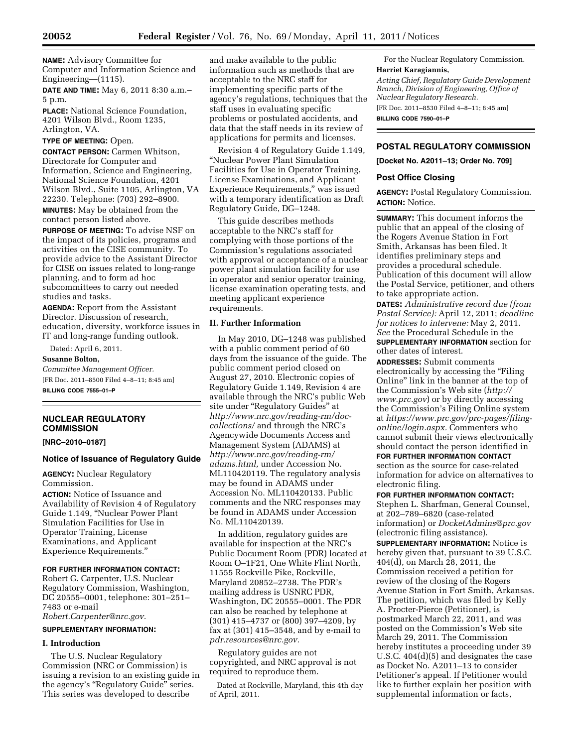**NAME:** Advisory Committee for Computer and Information Science and Engineering—(1115).

**DATE AND TIME:** May 6, 2011 8:30 a.m.– 5 p.m.

**PLACE:** National Science Foundation, 4201 Wilson Blvd., Room 1235, Arlington, VA.

**TYPE OF MEETING:** Open.

**CONTACT PERSON:** Carmen Whitson, Directorate for Computer and Information, Science and Engineering, National Science Foundation, 4201 Wilson Blvd., Suite 1105, Arlington, VA 22230. Telephone: (703) 292–8900.

**MINUTES:** May be obtained from the contact person listed above.

**PURPOSE OF MEETING:** To advise NSF on the impact of its policies, programs and activities on the CISE community. To provide advice to the Assistant Director for CISE on issues related to long-range planning, and to form ad hoc subcommittees to carry out needed studies and tasks.

**AGENDA:** Report from the Assistant Director. Discussion of research, education, diversity, workforce issues in IT and long-range funding outlook.

Dated: April 6, 2011.

**Susanne Bolton,**

*Committee Management Officer.*

[FR Doc. 2011–8500 Filed 4–8–11; 8:45 am]

**BILLING CODE 7555–01–P**

## NUCLEAR REGULATORY COMMISSION

**[NRC–2010–0187]**

### Notice of Issuance of Regulatory Guide

**AGENCY:** Nuclear Regulatory Commission.

**ACTION:** Notice of Issuance and Availability of Revision 4 of Regulatory Guide 1.149, "Nuclear Power Plant Simulation Facilities for Use in Operator Training, License Examinations, and Applicant Experience Requirements."

**FOR FURTHER INFORMATION CONTACT:** Robert G. Carpenter, U.S. Nuclear Regulatory Commission, Washington, DC 20555–0001, telephone: 301–251–7483 or e-mail *Robert.Carpenter@nrc.gov.*

**SUPPLEMENTARY INFORMATION:**

**I. Introduction**

The U.S. Nuclear Regulatory Commission (NRC or Commission) is issuing a revision to an existing guide in the agency's "Regulatory Guide" series. This series was developed to describe and make available to the public information such as methods that are acceptable to the NRC staff for implementing specific parts of the agency's regulations, techniques that the staff uses in evaluating specific problems or postulated accidents, and data that the staff needs in its review of applications for permits and licenses.

Revision 4 of Regulatory Guide 1.149, "Nuclear Power Plant Simulation Facilities for Use in Operator Training, License Examinations, and Applicant Experience Requirements," was issued with a temporary identification as Draft Regulatory Guide, DG–1248.

This guide describes methods acceptable to the NRC's staff for complying with those portions of the Commission's regulations associated with approval or acceptance of a nuclear power plant simulation facility for use in operator and senior operator training, license examination operating tests, and meeting applicant experience requirements.

**II. Further Information**

In May 2010, DG–1248 was published with a public comment period of 60 days from the issuance of the guide. The public comment period closed on August 27, 2010. Electronic copies of Regulatory Guide 1.149, Revision 4 are available through the NRC's public Web site under "Regulatory Guides" at *http://www.nrc.gov/reading-rm/doc-collections/* and through the NRC's Agencywide Documents Access and Management System (ADAMS) at *http://www.nrc.gov/reading-rm/adams.html,* under Accession No. ML110420119. The regulatory analysis may be found in ADAMS under Accession No. ML110420133. Public comments and the NRC responses may be found in ADAMS under Accession No. ML110420139.

In addition, regulatory guides are available for inspection at the NRC's Public Document Room (PDR) located at Room O–1F21, One White Flint North, 11555 Rockville Pike, Rockville, Maryland 20852–2738. The PDR's mailing address is USNRC PDR, Washington, DC 20555–0001. The PDR can also be reached by telephone at (301) 415–4737 or (800) 397–4209, by fax at (301) 415–3548, and by e-mail to *pdr.resources@nrc.gov.*

Regulatory guides are not copyrighted, and NRC approval is not required to reproduce them.

Dated at Rockville, Maryland, this 4th day of April, 2011.

For the Nuclear Regulatory Commission.

**Harriet Karagiannis,**

*Acting Chief, Regulatory Guide Development Branch, Division of Engineering, Office of Nuclear Regulatory Research.*

[FR Doc. 2011–8530 Filed 4–8–11; 8:45 am]

**BILLING CODE 7590–01–P**

## POSTAL REGULATORY COMMISSION

**[Docket No. A2011–13; Order No. 709]**

### Post Office Closing

**AGENCY:** Postal Regulatory Commission.

**ACTION:** Notice.

**SUMMARY:** This document informs the public that an appeal of the closing of the Rogers Avenue Station in Fort Smith, Arkansas has been filed. It identifies preliminary steps and provides a procedural schedule. Publication of this document will allow the Postal Service, petitioner, and others to take appropriate action.

**DATES:** *Administrative record due (from Postal Service):* April 12, 2011; *deadline for notices to intervene:* May 2, 2011. *See* the Procedural Schedule in the **SUPPLEMENTARY INFORMATION** section for other dates of interest.

**ADDRESSES:** Submit comments electronically by accessing the "Filing Online" link in the banner at the top of the Commission's Web site (*http://www.prc.gov*) or by directly accessing the Commission's Filing Online system at *https://www.prc.gov/prc-pages/filing-online/login.aspx.* Commenters who cannot submit their views electronically should contact the person identified in **FOR FURTHER INFORMATION CONTACT** section as the source for case-related information for advice on alternatives to electronic filing.

**FOR FURTHER INFORMATION CONTACT:** Stephen L. Sharfman, General Counsel, at 202–789–6820 (case-related information) or *DocketAdmins@prc.gov* (electronic filing assistance).

**SUPPLEMENTARY INFORMATION:** Notice is hereby given that, pursuant to 39 U.S.C. 404(d), on March 28, 2011, the Commission received a petition for review of the closing of the Rogers Avenue Station in Fort Smith, Arkansas. The petition, which was filed by Kelly A. Procter-Pierce (Petitioner), is postmarked March 22, 2011, and was posted on the Commission's Web site March 29, 2011. The Commission hereby institutes a proceeding under 39 U.S.C. 404(d)(5) and designates the case as Docket No. A2011–13 to consider Petitioner's appeal. If Petitioner would like to further explain her position with supplemental information or facts,